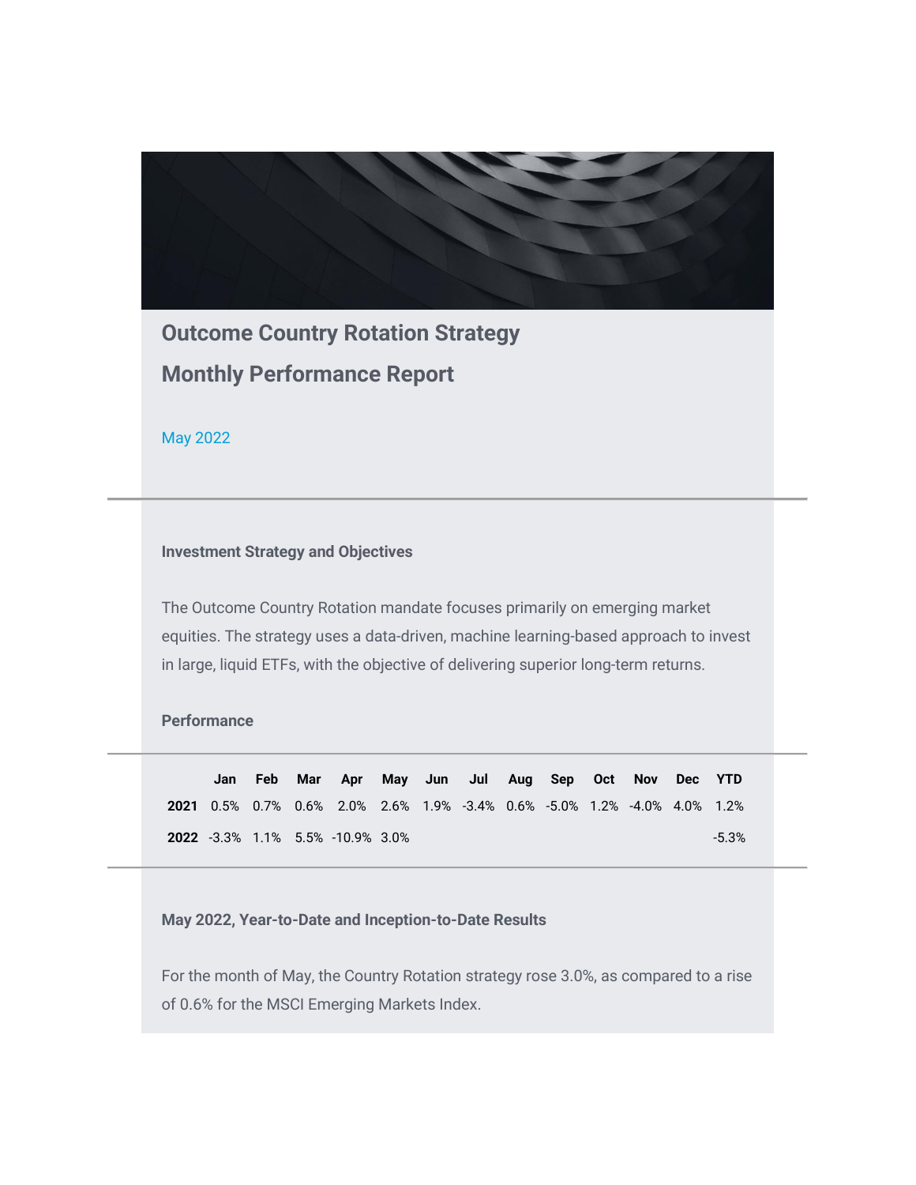# Outcome Country Rotation Strategy

# Monthly Performance Report

May 2022

## Investment Strategy and Objectives

The Outcome Country Rotation mandate focuses primarily on emerging market equities. The strategy uses a data-driven, machine learning-based approach to invest in large, liquid ETFs, with the objective of delivering superior long-term returns.

## Performance

| | Jan | Feb | Mar | Apr | May | Jun | Jul | Aug | Sep | Oct | Nov | Dec | YTD |
|---|---|---|---|---|---|---|---|---|---|---|---|---|---|
| **2021** | 0.5% | 0.7% | 0.6% | 2.0% | 2.6% | 1.9% | -3.4% | 0.6% | -5.0% | 1.2% | -4.0% | 4.0% | 1.2% |
| **2022** | -3.3% | 1.1% | 5.5% | -10.9% | 3.0% | | | | | | | | -5.3% |

## May 2022, Year-to-Date and Inception-to-Date Results

For the month of May, the Country Rotation strategy rose 3.0%, as compared to a rise of 0.6% for the MSCI Emerging Markets Index.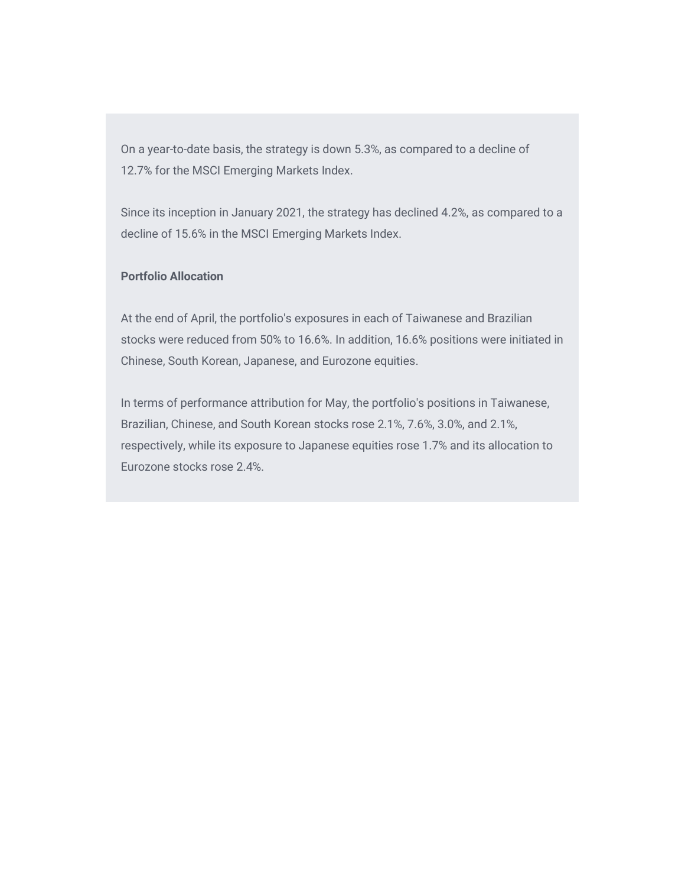On a year-to-date basis, the strategy is down 5.3%, as compared to a decline of 12.7% for the MSCI Emerging Markets Index.

Since its inception in January 2021, the strategy has declined 4.2%, as compared to a decline of 15.6% in the MSCI Emerging Markets Index.

**Portfolio Allocation**

At the end of April, the portfolio's exposures in each of Taiwanese and Brazilian stocks were reduced from 50% to 16.6%. In addition, 16.6% positions were initiated in Chinese, South Korean, Japanese, and Eurozone equities.

In terms of performance attribution for May, the portfolio's positions in Taiwanese, Brazilian, Chinese, and South Korean stocks rose 2.1%, 7.6%, 3.0%, and 2.1%, respectively, while its exposure to Japanese equities rose 1.7% and its allocation to Eurozone stocks rose 2.4%.